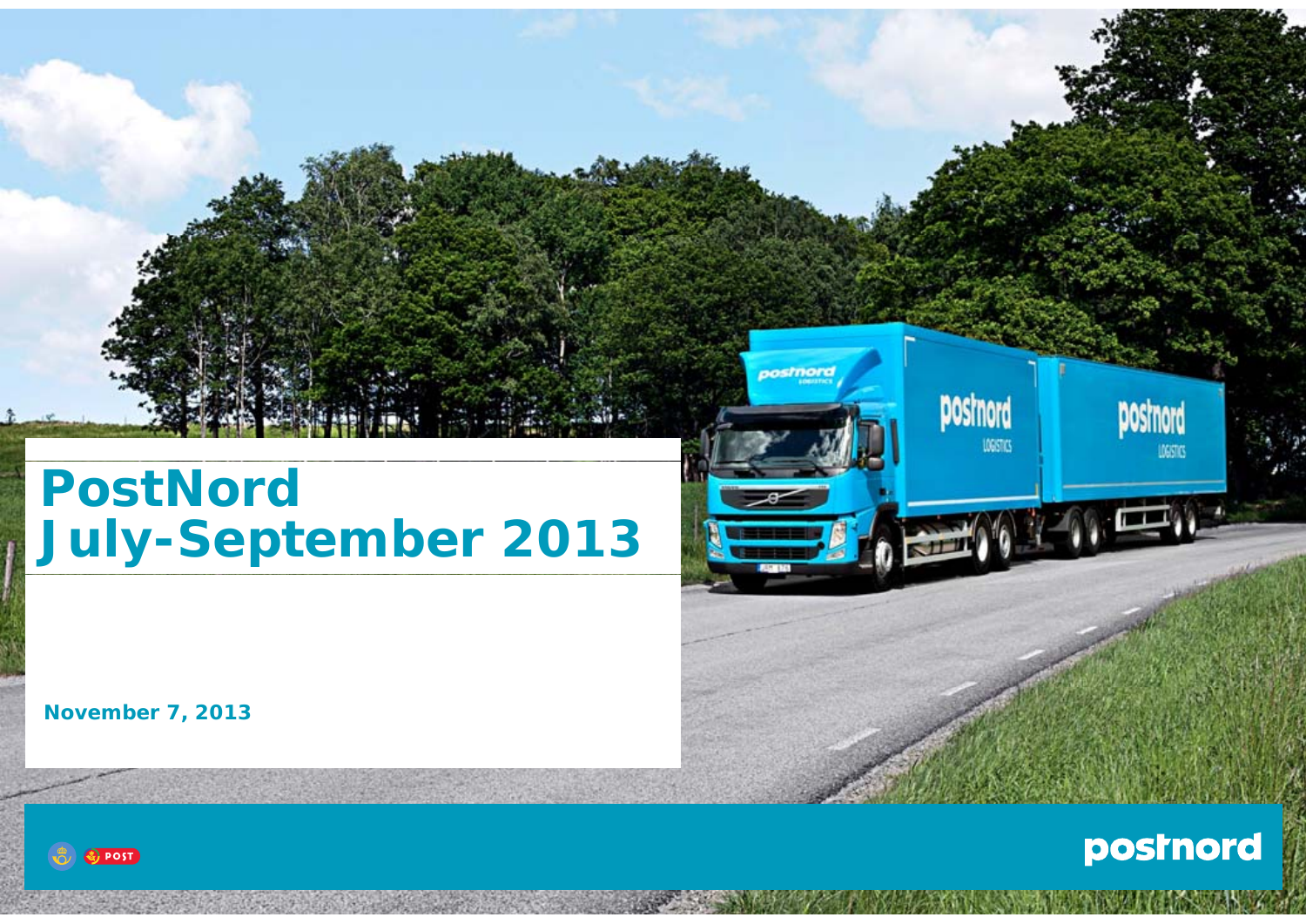# PostNord July-September 2013

November 7, 2013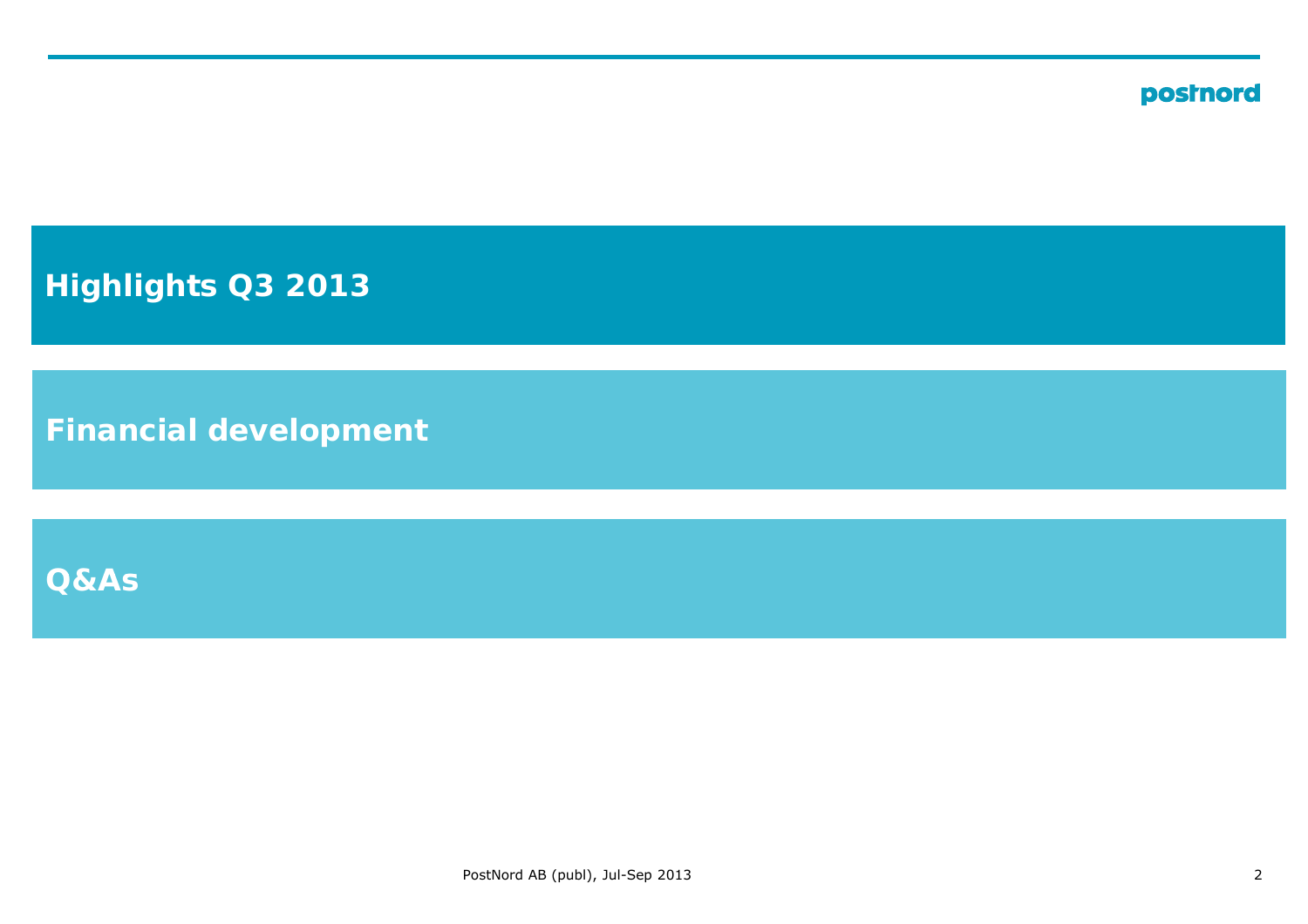## Highlights Q3 2013

## Financial development

## Q&As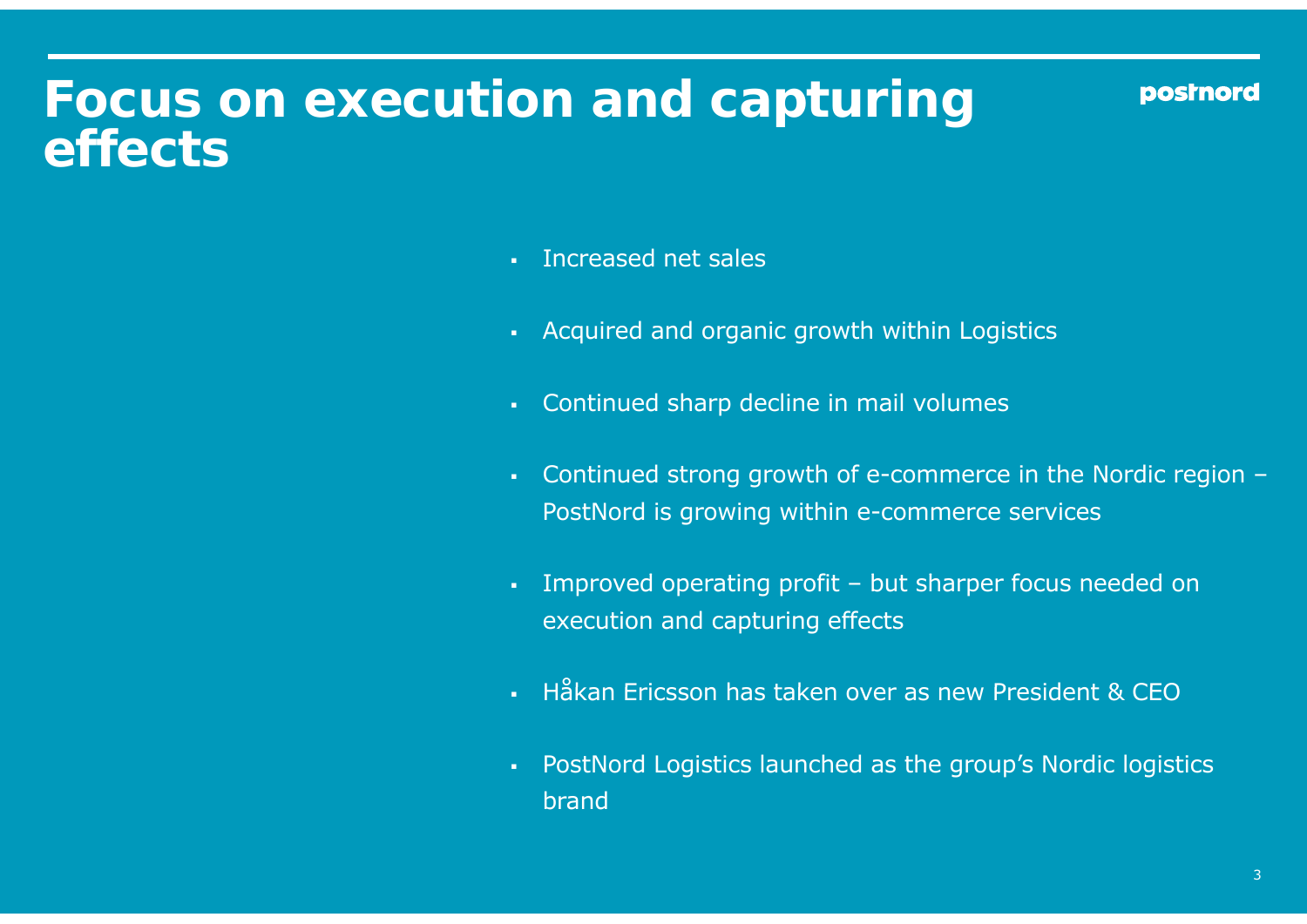# Focus on execution and capturing effects

postnord

- Increased net sales
- Acquired and organic growth within Logistics
- Continued sharp decline in mail volumes
- Continued strong growth of e-commerce in the Nordic region – PostNord is growing within e-commerce services
- Improved operating profit – but sharper focus needed on execution and capturing effects
- Håkan Ericsson has taken over as new President & CEO
- PostNord Logistics launched as the group's Nordic logistics brand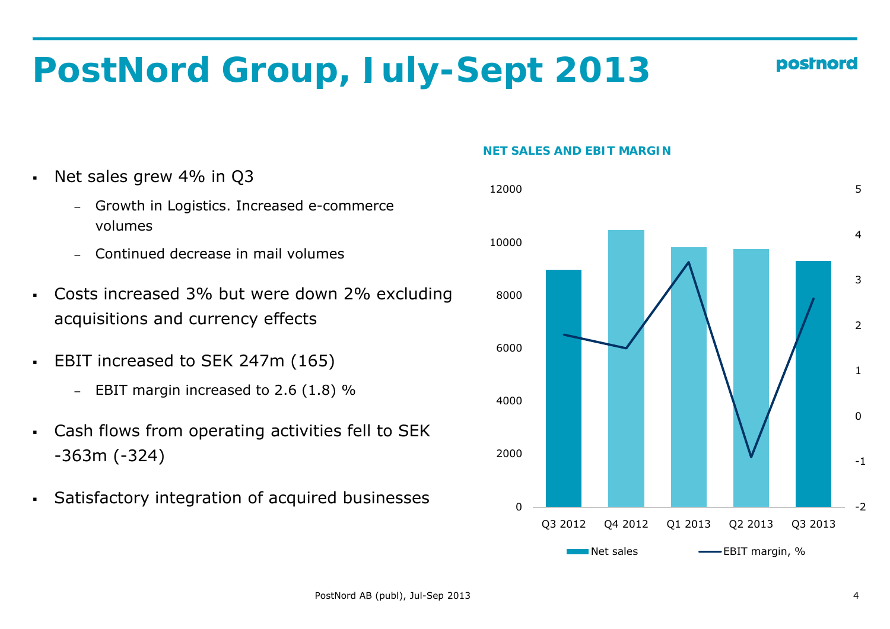# PostNord Group, July-Sept 2013

- Net sales grew 4% in Q3
  - Growth in Logistics. Increased e-commerce volumes
  - Continued decrease in mail volumes
- Costs increased 3% but were down 2% excluding acquisitions and currency effects
- EBIT increased to SEK 247m (165)
  - EBIT margin increased to 2.6 (1.8) %
- Cash flows from operating activities fell to SEK -363m (-324)
- Satisfactory integration of acquired businesses

**NET SALES AND EBIT MARGIN**

| | Q3 2012 | Q4 2012 | Q1 2013 | Q2 2013 | Q3 2013 |
|---|---|---|---|---|---|
| Net sales | ~8970 | ~10480 | ~9830 | ~9760 | ~9300 |
| EBIT margin, % | 1.8 | ~1.5 | ~3.4 | ~-0.9 | 2.6 |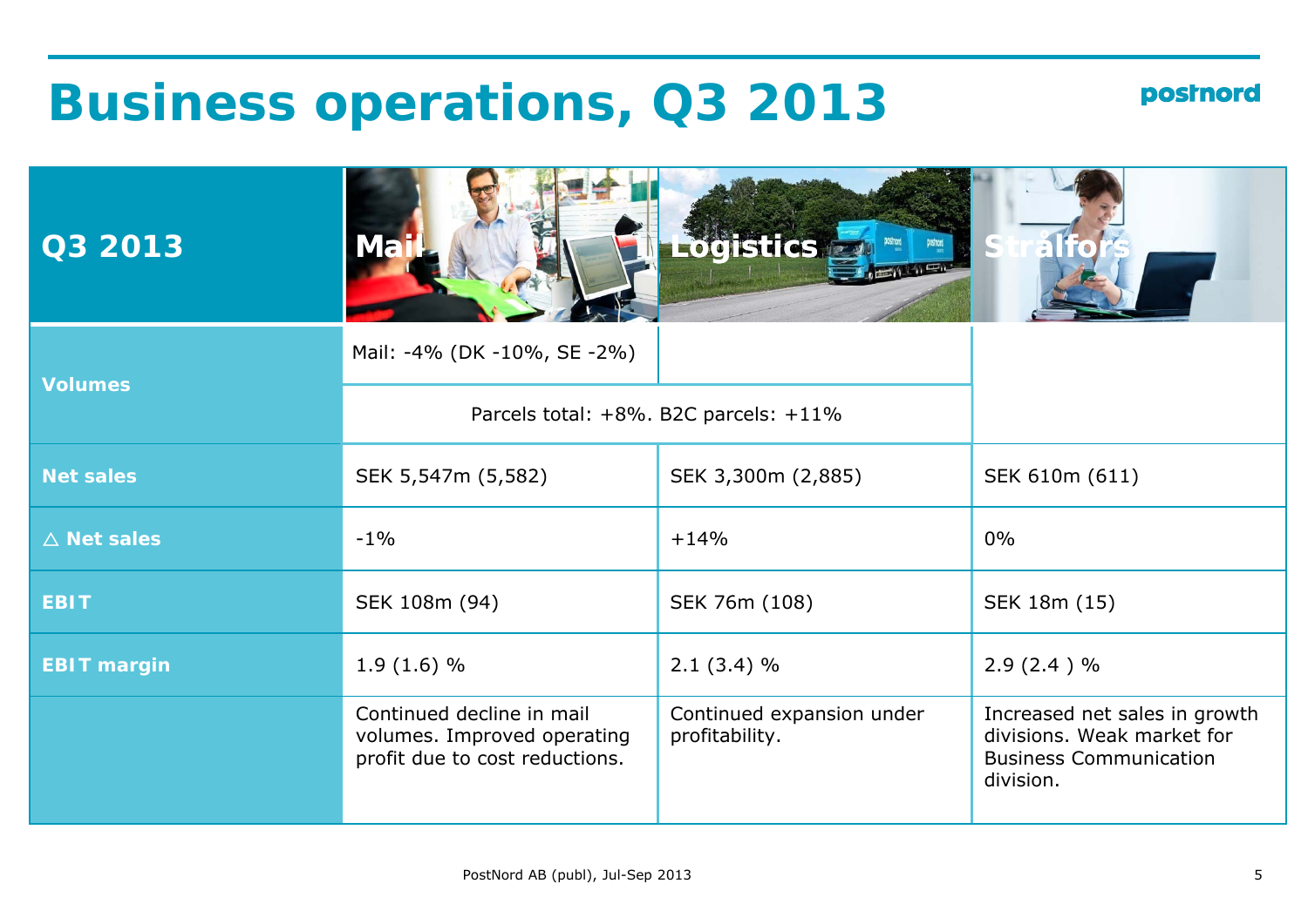# Business operations, Q3 2013

| Q3 2013 | Mail | Logistics | Strålfors |
|---|---|---|---|
| Volumes | Mail: -4% (DK -10%, SE -2%) | | |
| | Parcels total: +8%. B2C parcels: +11% | | |
| Net sales | SEK 5,547m (5,582) | SEK 3,300m (2,885) | SEK 610m (611) |
| △ Net sales | -1% | +14% | 0% |
| EBIT | SEK 108m (94) | SEK 76m (108) | SEK 18m (15) |
| EBIT margin | 1.9 (1.6) % | 2.1 (3.4) % | 2.9 (2.4 ) % |
| | Continued decline in mail volumes. Improved operating profit due to cost reductions. | Continued expansion under profitability. | Increased net sales in growth divisions. Weak market for Business Communication division. |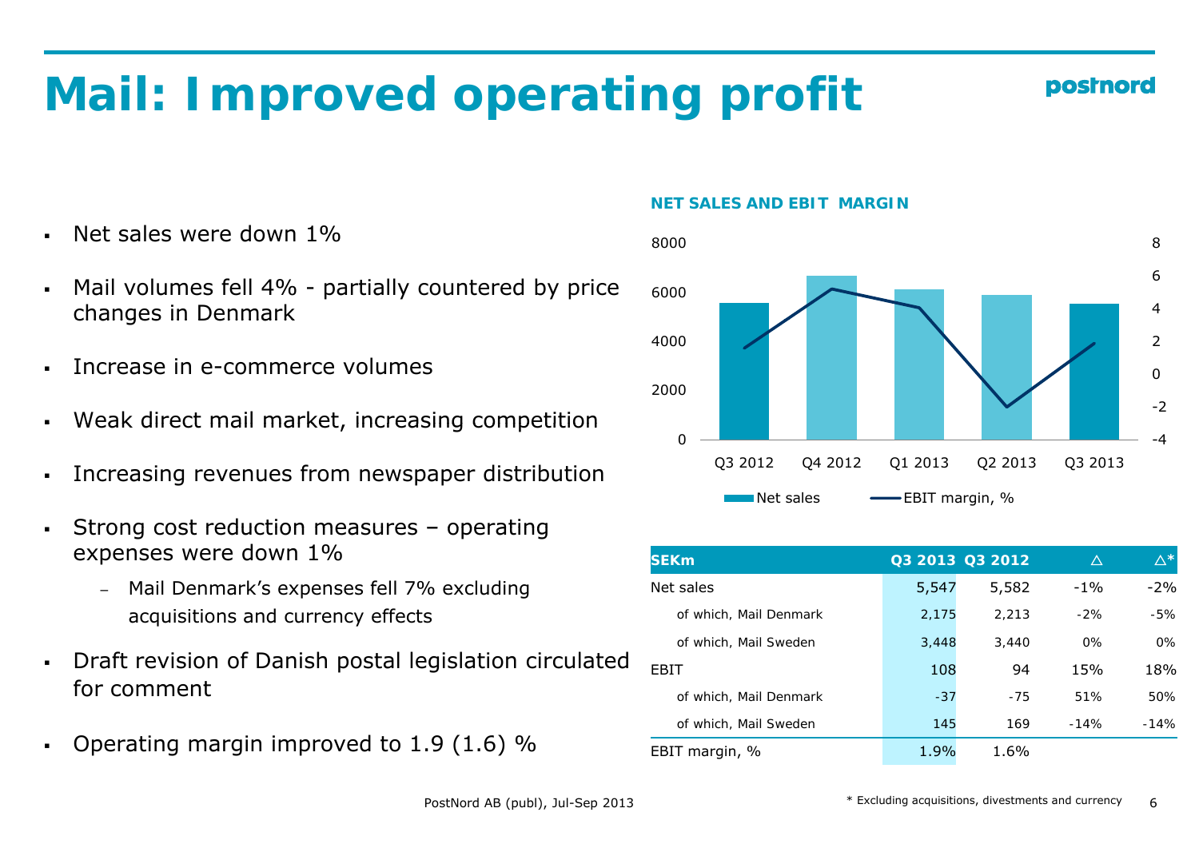# Mail: Improved operating profit

- Net sales were down 1%
- Mail volumes fell 4% - partially countered by price changes in Denmark
- Increase in e-commerce volumes
- Weak direct mail market, increasing competition
- Increasing revenues from newspaper distribution
- Strong cost reduction measures – operating expenses were down 1%
  - Mail Denmark's expenses fell 7% excluding acquisitions and currency effects
- Draft revision of Danish postal legislation circulated for comment
- Operating margin improved to 1.9 (1.6) %

**NET SALES AND EBIT MARGIN**

| SEKm | Q3 2013 | Q3 2012 | △ | △* |
|---|---|---|---|---|
| Net sales | 5,547 | 5,582 | -1% | -2% |
| of which, Mail Denmark | 2,175 | 2,213 | -2% | -5% |
| of which, Mail Sweden | 3,448 | 3,440 | 0% | 0% |
| EBIT | 108 | 94 | 15% | 18% |
| of which, Mail Denmark | -37 | -75 | 51% | 50% |
| of which, Mail Sweden | 145 | 169 | -14% | -14% |
| EBIT margin, % | 1.9% | 1.6% | | |

\* Excluding acquisitions, divestments and currency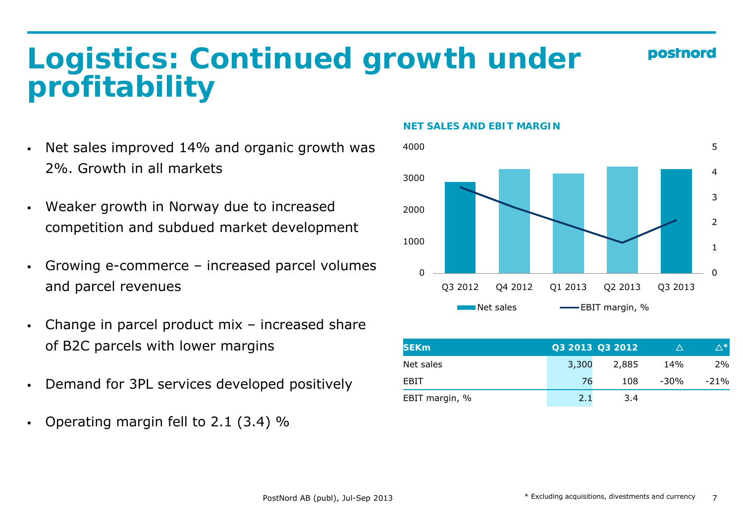# Logistics: Continued growth under profitability

- Net sales improved 14% and organic growth was 2%. Growth in all markets
- Weaker growth in Norway due to increased competition and subdued market development
- Growing e-commerce – increased parcel volumes and parcel revenues
- Change in parcel product mix – increased share of B2C parcels with lower margins
- Demand for 3PL services developed positively
- Operating margin fell to 2.1 (3.4) %

**NET SALES AND EBIT MARGIN**

| SEKm | Q3 2013 | Q3 2012 | △ | △* |
|---|---|---|---|---|
| Net sales | 3,300 | 2,885 | 14% | 2% |
| EBIT | 76 | 108 | -30% | -21% |
| EBIT margin, % | 2.1 | 3.4 | | |

\* Excluding acquisitions, divestments and currency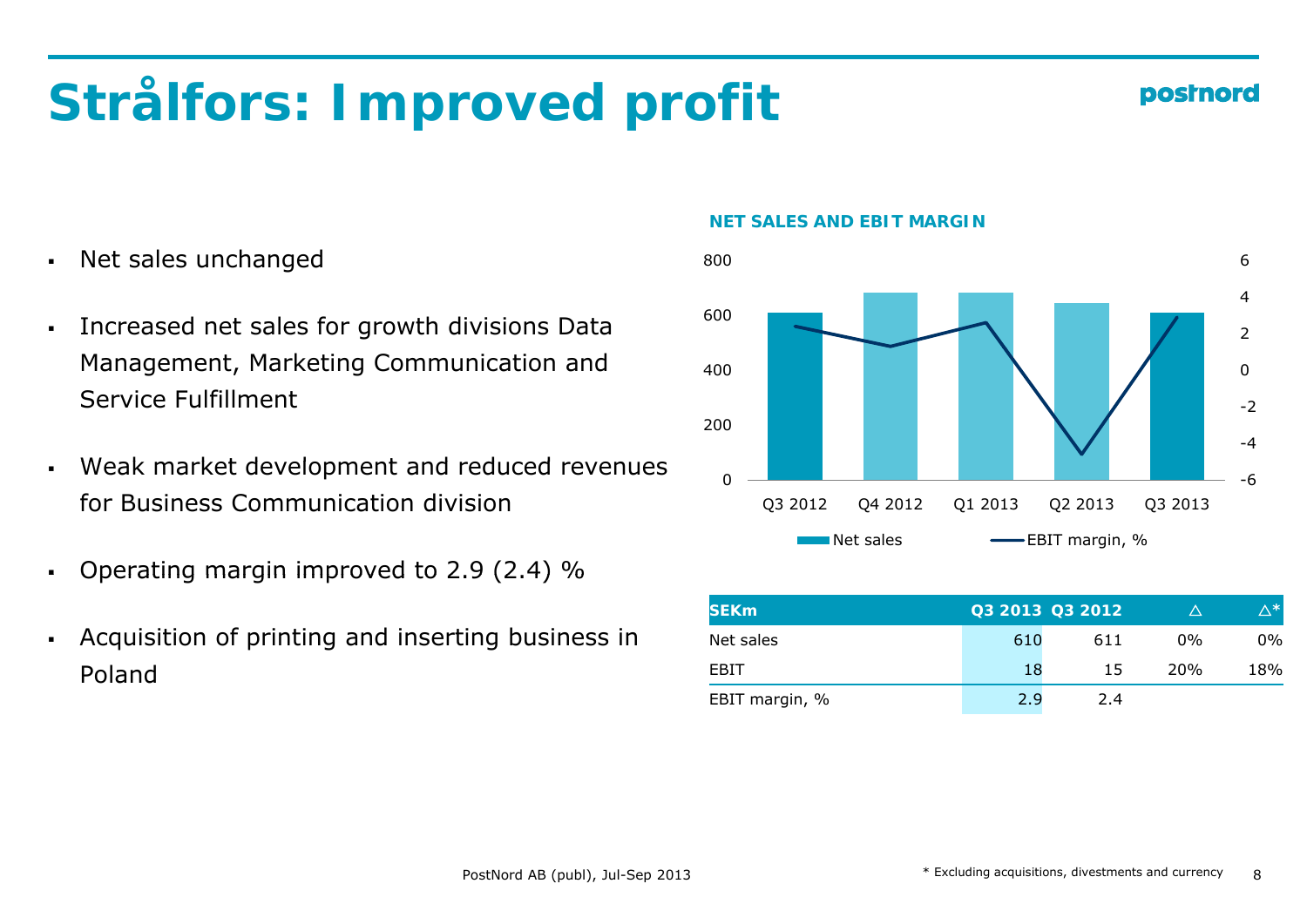# Strålfors: Improved profit

- Net sales unchanged
- Increased net sales for growth divisions Data Management, Marketing Communication and Service Fulfillment
- Weak market development and reduced revenues for Business Communication division
- Operating margin improved to 2.9 (2.4) %
- Acquisition of printing and inserting business in Poland

**NET SALES AND EBIT MARGIN**

| SEKm | Q3 2013 | Q3 2012 | △ | △* |
|---|---|---|---|---|
| Net sales | 610 | 611 | 0% | 0% |
| EBIT | 18 | 15 | 20% | 18% |
| EBIT margin, % | 2.9 | 2.4 | | |

\* Excluding acquisitions, divestments and currency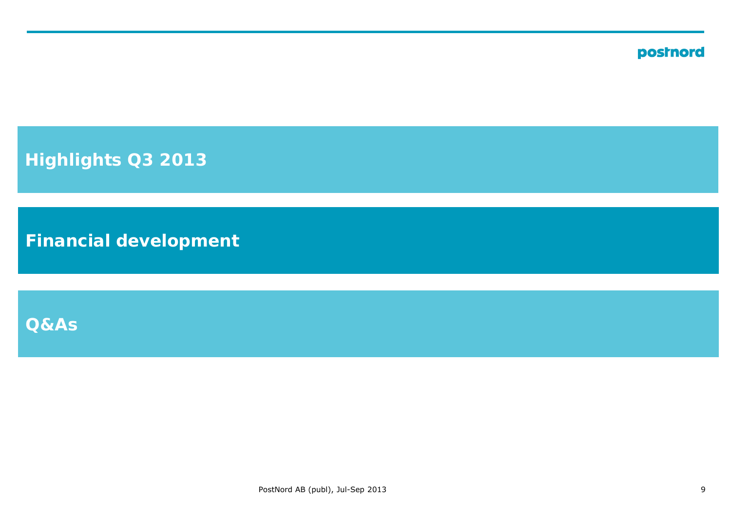Highlights Q3 2013

## Financial development

Q&As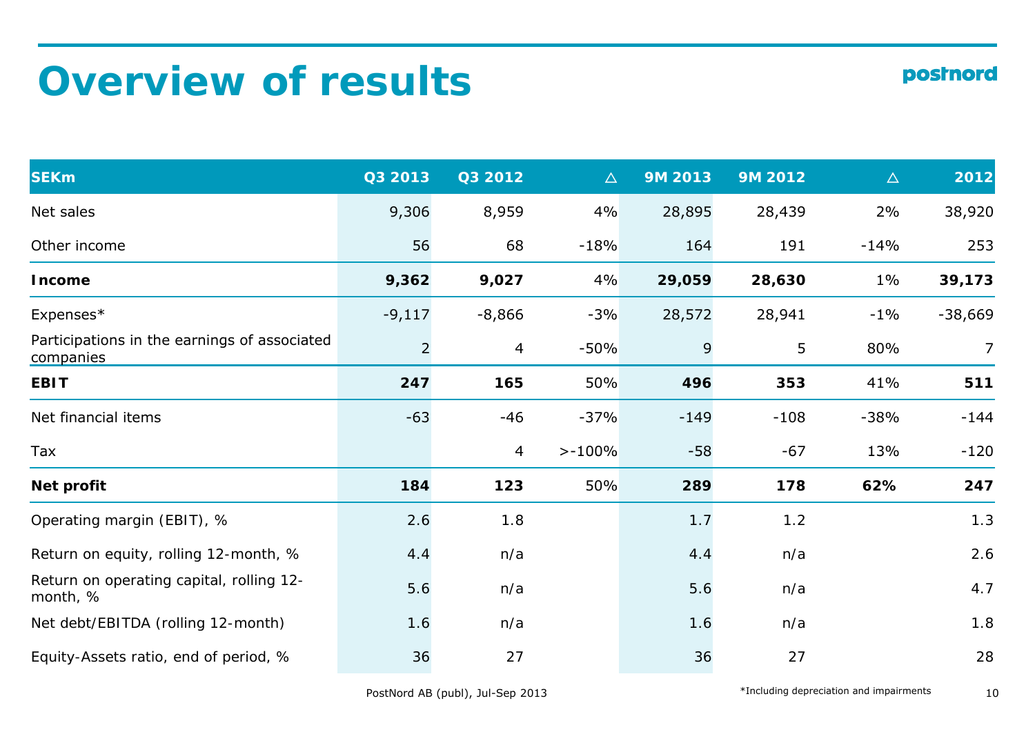# Overview of results

| SEKm | Q3 2013 | Q3 2012 | △ | 9M 2013 | 9M 2012 | △ | 2012 |
|---|---|---|---|---|---|---|---|
| Net sales | 9,306 | 8,959 | 4% | 28,895 | 28,439 | 2% | 38,920 |
| Other income | 56 | 68 | -18% | 164 | 191 | -14% | 253 |
| **Income** | **9,362** | **9,027** | 4% | **29,059** | **28,630** | 1% | **39,173** |
| Expenses* | -9,117 | -8,866 | -3% | 28,572 | 28,941 | -1% | -38,669 |
| Participations in the earnings of associated companies | 2 | 4 | -50% | 9 | 5 | 80% | 7 |
| **EBIT** | **247** | **165** | 50% | **496** | **353** | 41% | **511** |
| Net financial items | -63 | -46 | -37% | -149 | -108 | -38% | -144 |
| Tax | | 4 | >-100% | -58 | -67 | 13% | -120 |
| **Net profit** | **184** | **123** | 50% | **289** | **178** | **62%** | **247** |
| Operating margin (EBIT), % | 2.6 | 1.8 | | 1.7 | 1.2 | | 1.3 |
| Return on equity, rolling 12-month, % | 4.4 | n/a | | 4.4 | n/a | | 2.6 |
| Return on operating capital, rolling 12-month, % | 5.6 | n/a | | 5.6 | n/a | | 4.7 |
| Net debt/EBITDA (rolling 12-month) | 1.6 | n/a | | 1.6 | n/a | | 1.8 |
| Equity-Assets ratio, end of period, % | 36 | 27 | | 36 | 27 | | 28 |

*Including depreciation and impairments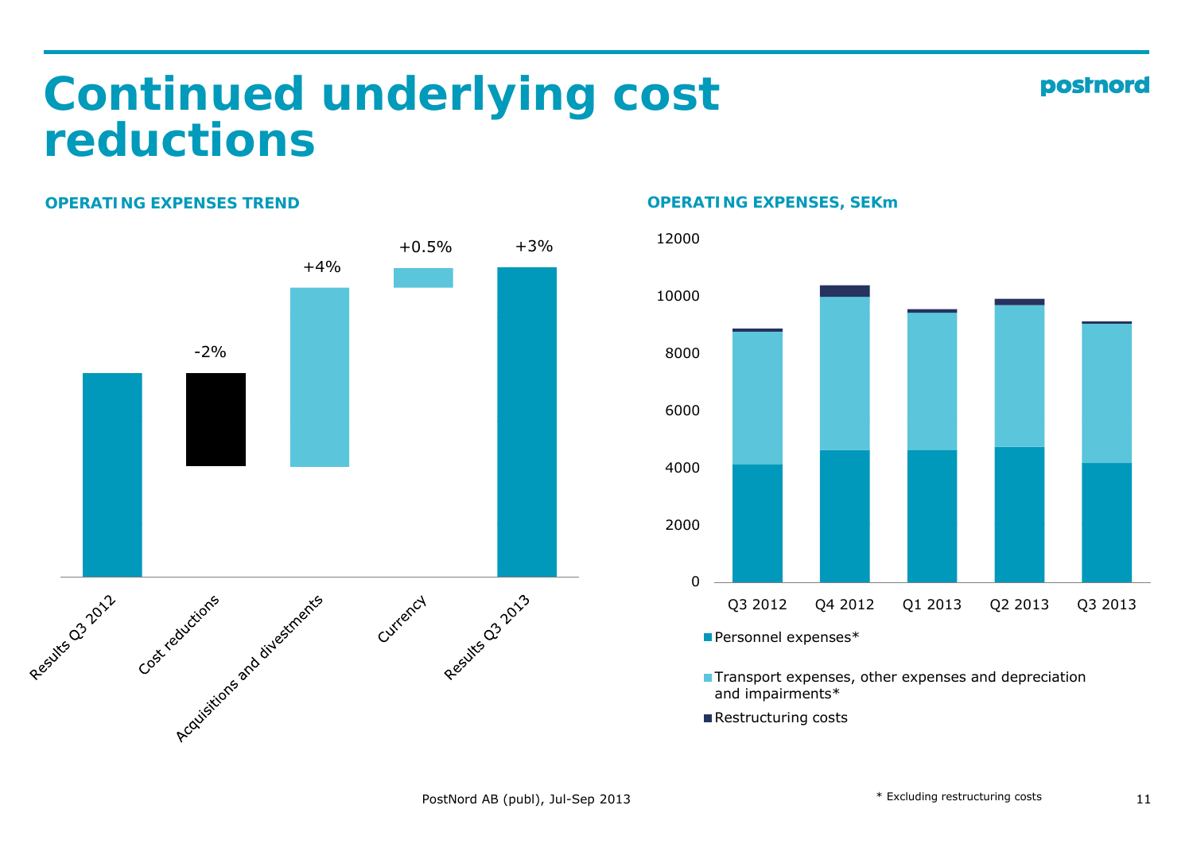# Continued underlying cost reductions

**OPERATING EXPENSES TREND**

Results Q3 2012

Cost reductions: -2%

Acquisitions and divestments: +4%

Currency: +0.5%

Results Q3 2013: +3%

**OPERATING EXPENSES, SEKm**

12000
10000
8000
6000
4000
2000
0

Q3 2012 | Q4 2012 | Q1 2013 | Q2 2013 | Q3 2013

- Personnel expenses*
- Transport expenses, other expenses and depreciation and impairments*
- Restructuring costs

PostNord AB (publ), Jul-Sep 2013

\* Excluding restructuring costs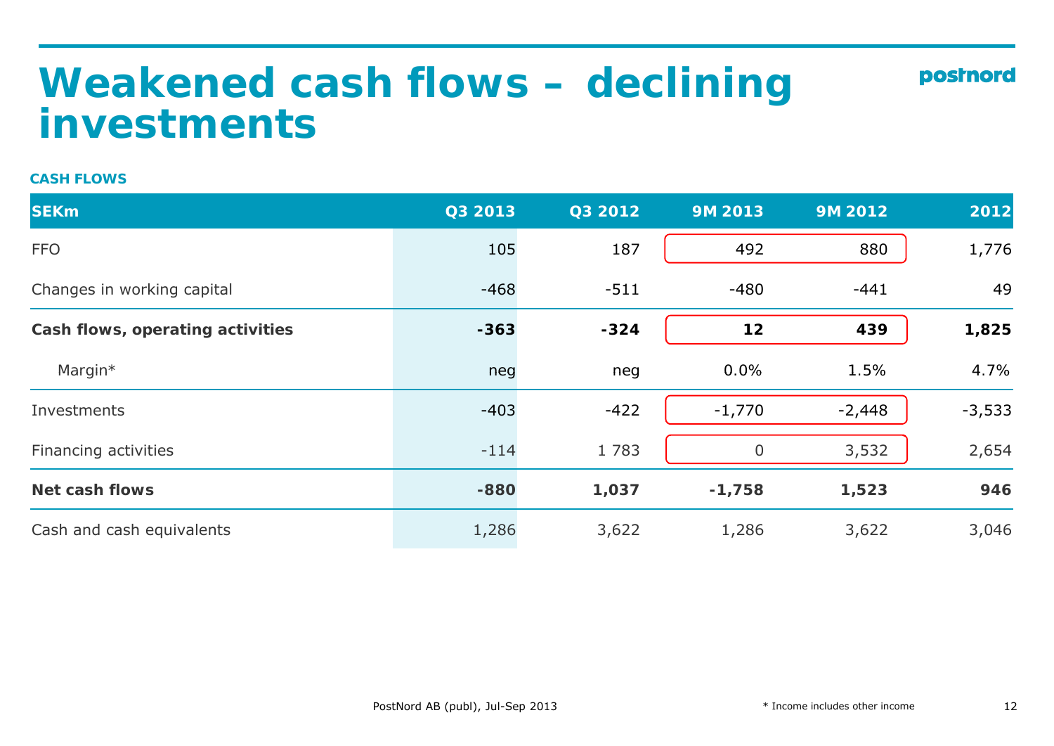# Weakened cash flows – declining investments

**CASH FLOWS**

| SEKm | Q3 2013 | Q3 2012 | 9M 2013 | 9M 2012 | 2012 |
|---|---|---|---|---|---|
| FFO | 105 | 187 | 492 | 880 | 1,776 |
| Changes in working capital | -468 | -511 | -480 | -441 | 49 |
| **Cash flows, operating activities** | **-363** | **-324** | **12** | **439** | **1,825** |
| Margin* | neg | neg | 0.0% | 1.5% | 4.7% |
| Investments | -403 | -422 | -1,770 | -2,448 | -3,533 |
| Financing activities | -114 | 1 783 | 0 | 3,532 | 2,654 |
| **Net cash flows** | **-880** | **1,037** | **-1,758** | **1,523** | **946** |
| Cash and cash equivalents | 1,286 | 3,622 | 1,286 | 3,622 | 3,046 |

\* Income includes other income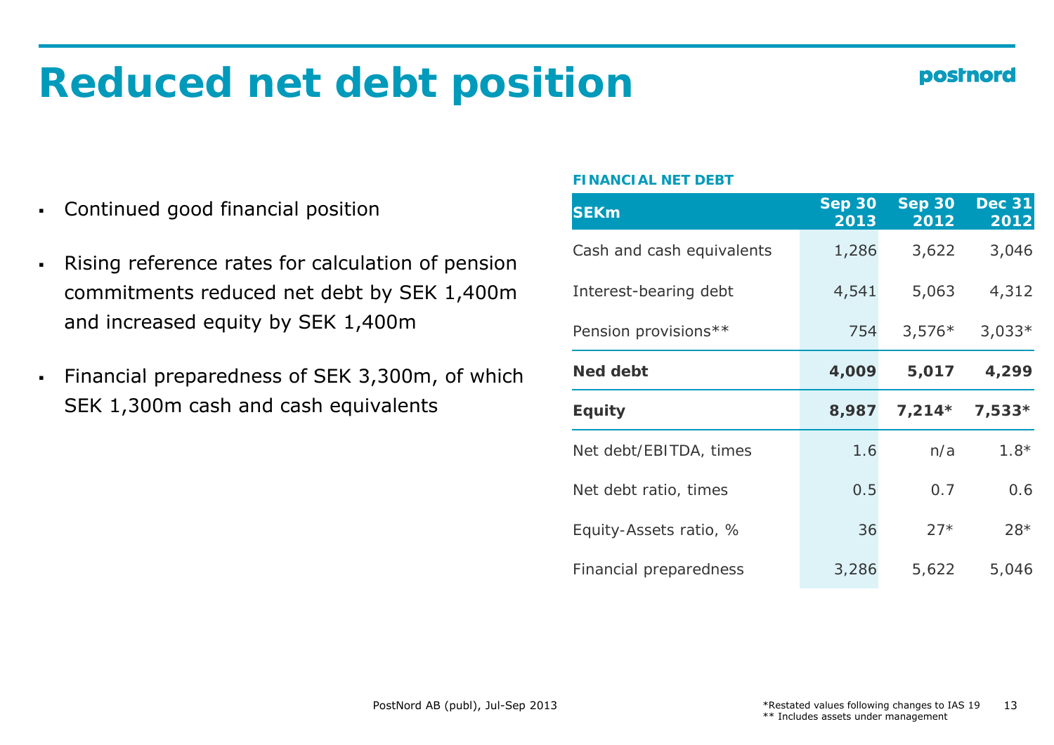# Reduced net debt position

- Continued good financial position
- Rising reference rates for calculation of pension commitments reduced net debt by SEK 1,400m and increased equity by SEK 1,400m
- Financial preparedness of SEK 3,300m, of which SEK 1,300m cash and cash equivalents

**FINANCIAL NET DEBT**

| SEKm | Sep 30 2013 | Sep 30 2012 | Dec 31 2012 |
|---|---|---|---|
| Cash and cash equivalents | 1,286 | 3,622 | 3,046 |
| Interest-bearing debt | 4,541 | 5,063 | 4,312 |
| Pension provisions** | 754 | 3,576* | 3,033* |
| **Ned debt** | **4,009** | **5,017** | **4,299** |
| **Equity** | **8,987** | **7,214*** | **7,533*** |
| Net debt/EBITDA, times | 1.6 | n/a | 1.8* |
| Net debt ratio, times | 0.5 | 0.7 | 0.6 |
| Equity-Assets ratio, % | 36 | 27* | 28* |
| Financial preparedness | 3,286 | 5,622 | 5,046 |

*Restated values following changes to IAS 19
** Includes assets under management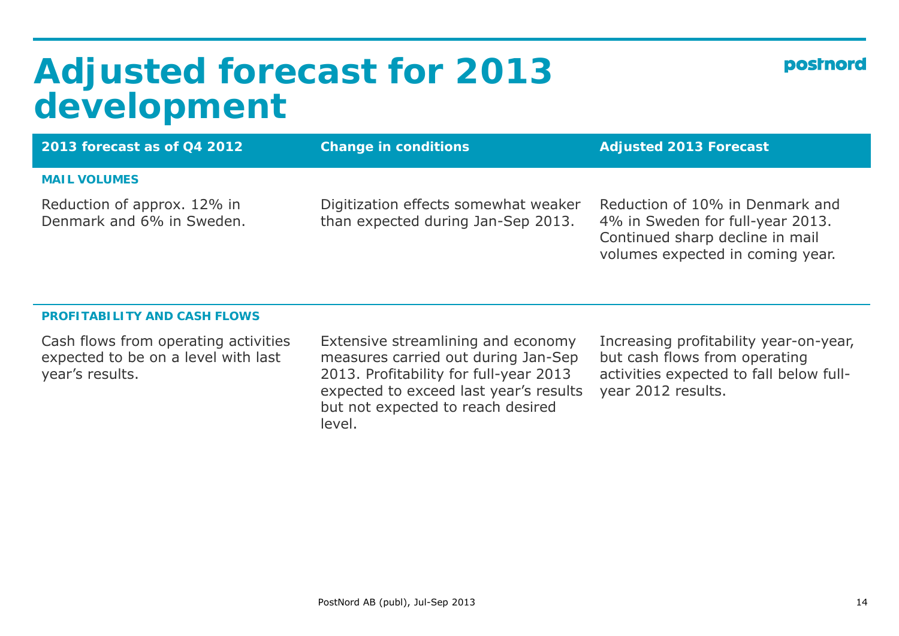# Adjusted forecast for 2013 development

| 2013 forecast as of Q4 2012 | Change in conditions | Adjusted 2013 Forecast |
|---|---|---|
| **MAIL VOLUMES** | | |
| Reduction of approx. 12% in Denmark and 6% in Sweden. | Digitization effects somewhat weaker than expected during Jan-Sep 2013. | Reduction of 10% in Denmark and 4% in Sweden for full-year 2013. Continued sharp decline in mail volumes expected in coming year. |
| **PROFITABILITY AND CASH FLOWS** | | |
| Cash flows from operating activities expected to be on a level with last year's results. | Extensive streamlining and economy measures carried out during Jan-Sep 2013. Profitability for full-year 2013 expected to exceed last year's results but not expected to reach desired level. | Increasing profitability year-on-year, but cash flows from operating activities expected to fall below full-year 2012 results. |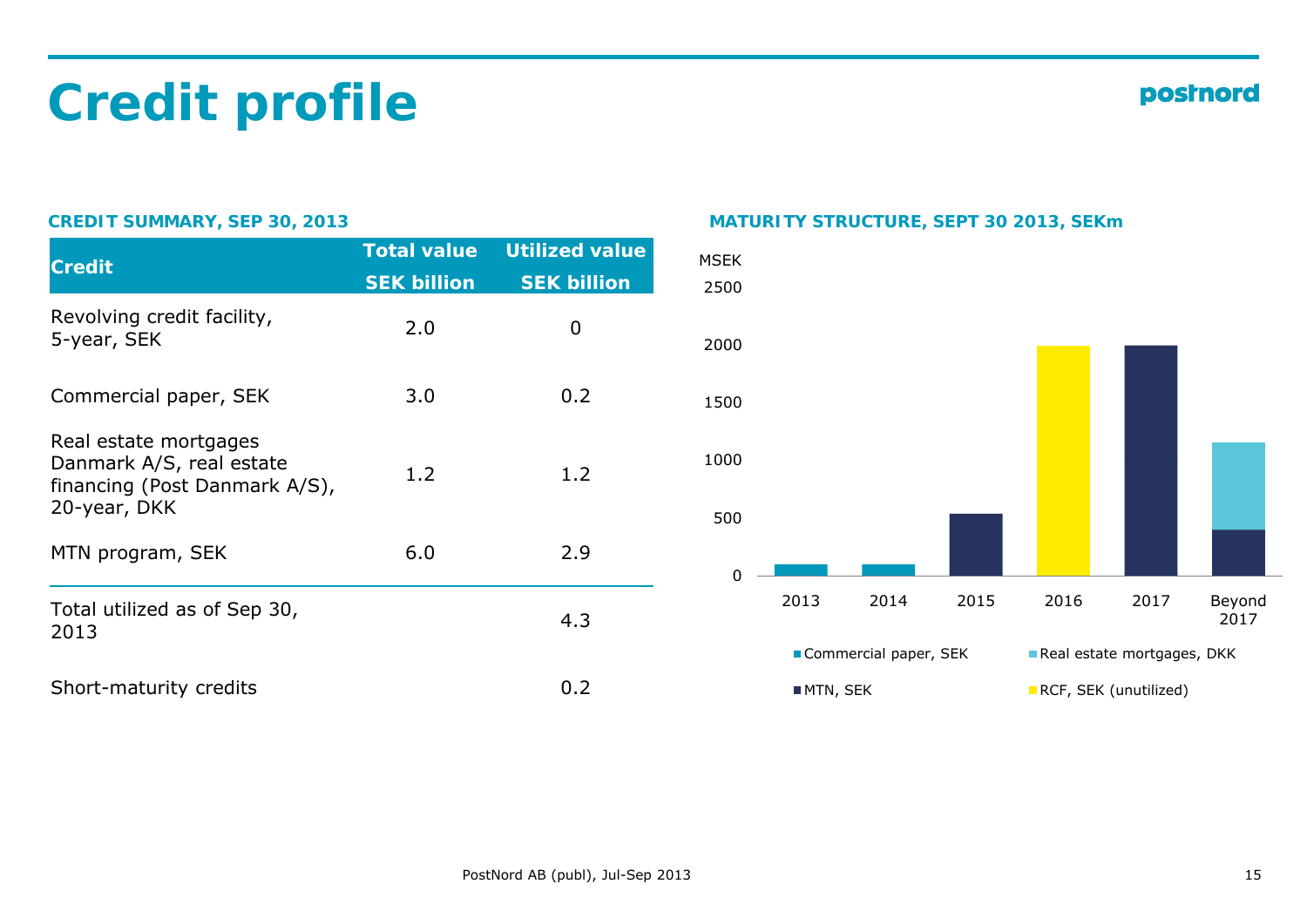# Credit profile

### CREDIT SUMMARY, SEP 30, 2013

| Credit | Total value SEK billion | Utilized value SEK billion |
|---|---|---|
| Revolving credit facility, 5-year, SEK | 2.0 | 0 |
| Commercial paper, SEK | 3.0 | 0.2 |
| Real estate mortgages Danmark A/S, real estate financing (Post Danmark A/S), 20-year, DKK | 1.2 | 1.2 |
| MTN program, SEK | 6.0 | 2.9 |
| Total utilized as of Sep 30, 2013 | | 4.3 |
| Short-maturity credits | | 0.2 |

### MATURITY STRUCTURE, SEPT 30 2013, SEKm

MSEK

| | 2013 | 2014 | 2015 | 2016 | 2017 | Beyond 2017 |
|---|---|---|---|---|---|---|
| Commercial paper, SEK | 100 | 100 | | | | |
| MTN, SEK | | | 540 | | 2000 | 400 |
| Real estate mortgages, DKK | | | | | | 750 |
| RCF, SEK (unutilized) | | | | 2000 | | |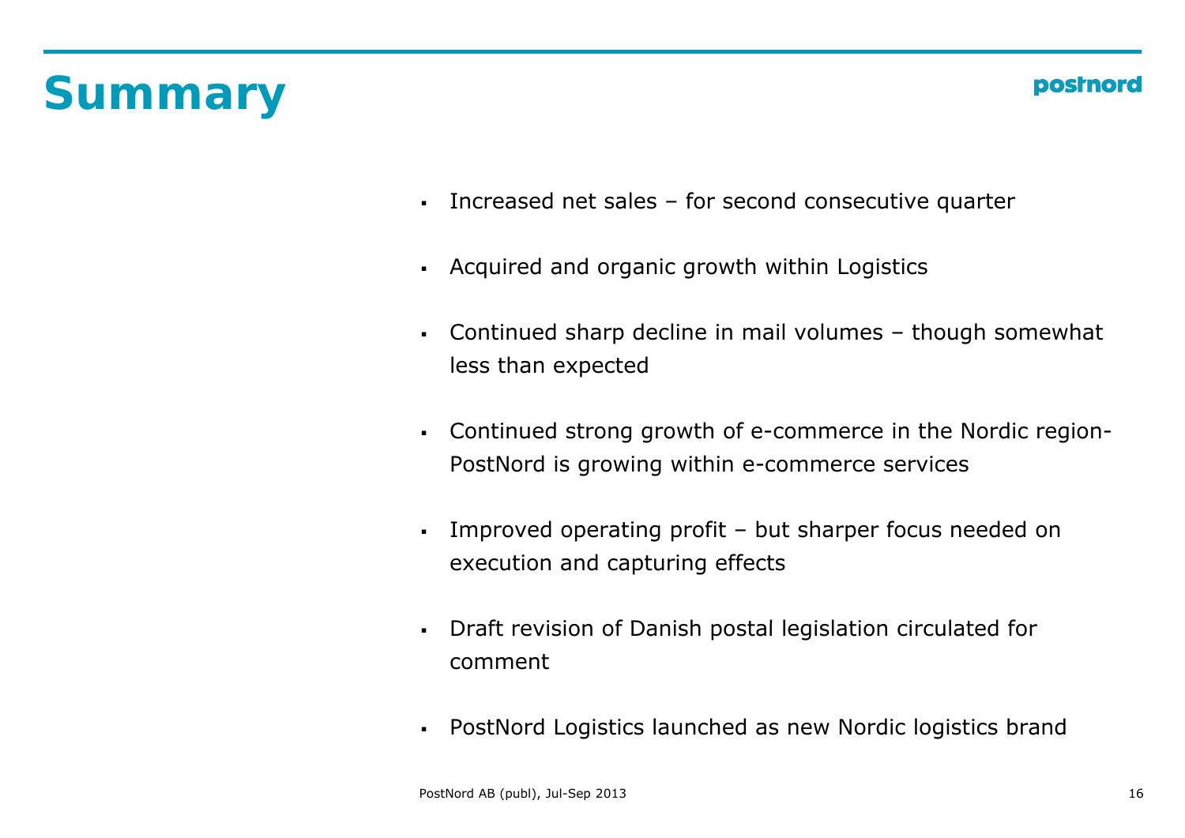# Summary

- Increased net sales – for second consecutive quarter
- Acquired and organic growth within Logistics
- Continued sharp decline in mail volumes – though somewhat less than expected
- Continued strong growth of e-commerce in the Nordic region- PostNord is growing within e-commerce services
- Improved operating profit – but sharper focus needed on execution and capturing effects
- Draft revision of Danish postal legislation circulated for comment
- PostNord Logistics launched as new Nordic logistics brand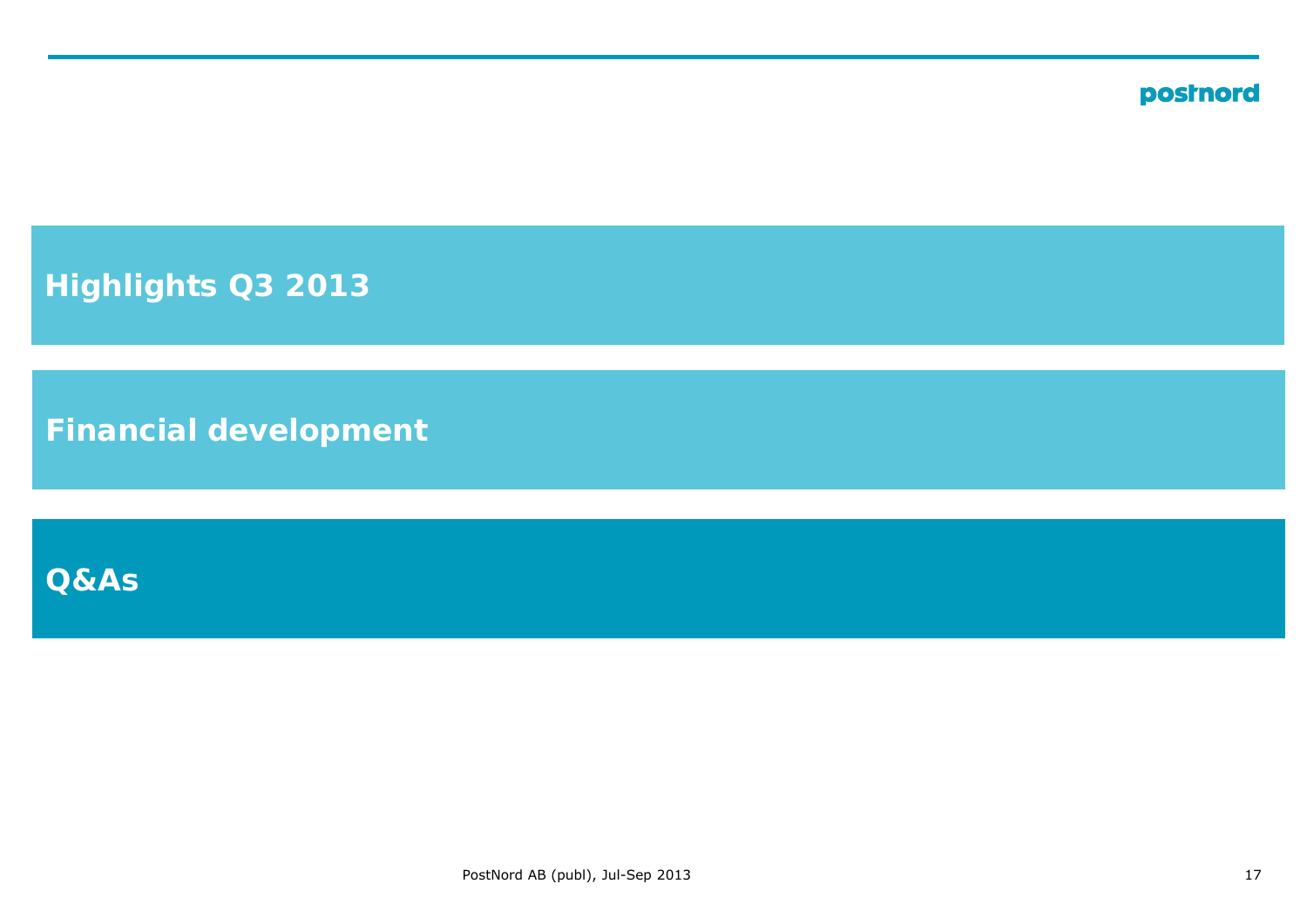## Highlights Q3 2013

## Financial development

## Q&As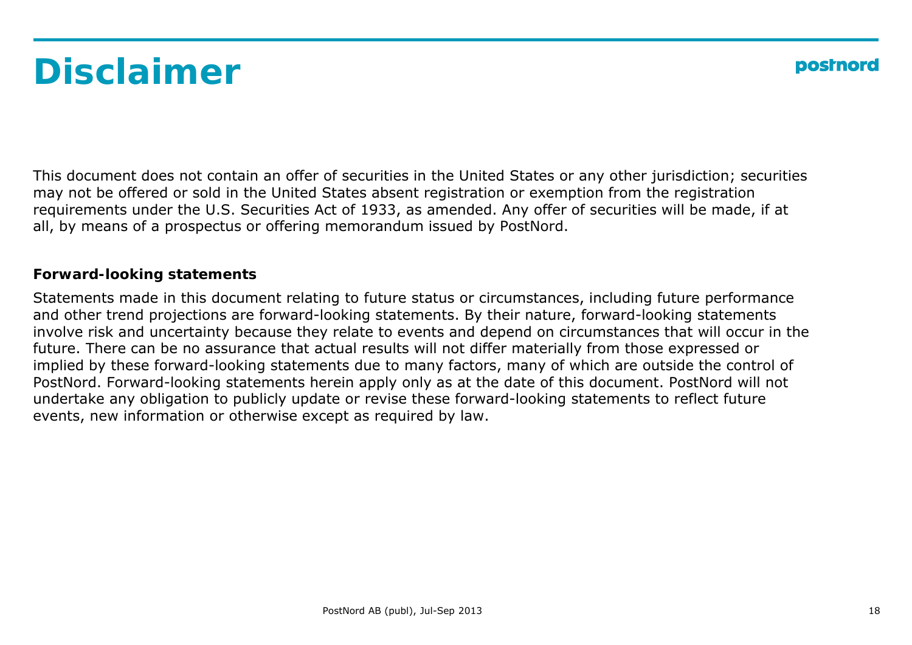# Disclaimer

This document does not contain an offer of securities in the United States or any other jurisdiction; securities may not be offered or sold in the United States absent registration or exemption from the registration requirements under the U.S. Securities Act of 1933, as amended. Any offer of securities will be made, if at all, by means of a prospectus or offering memorandum issued by PostNord.

**Forward-looking statements**

Statements made in this document relating to future status or circumstances, including future performance and other trend projections are forward-looking statements. By their nature, forward-looking statements involve risk and uncertainty because they relate to events and depend on circumstances that will occur in the future. There can be no assurance that actual results will not differ materially from those expressed or implied by these forward-looking statements due to many factors, many of which are outside the control of PostNord. Forward-looking statements herein apply only as at the date of this document. PostNord will not undertake any obligation to publicly update or revise these forward-looking statements to reflect future events, new information or otherwise except as required by law.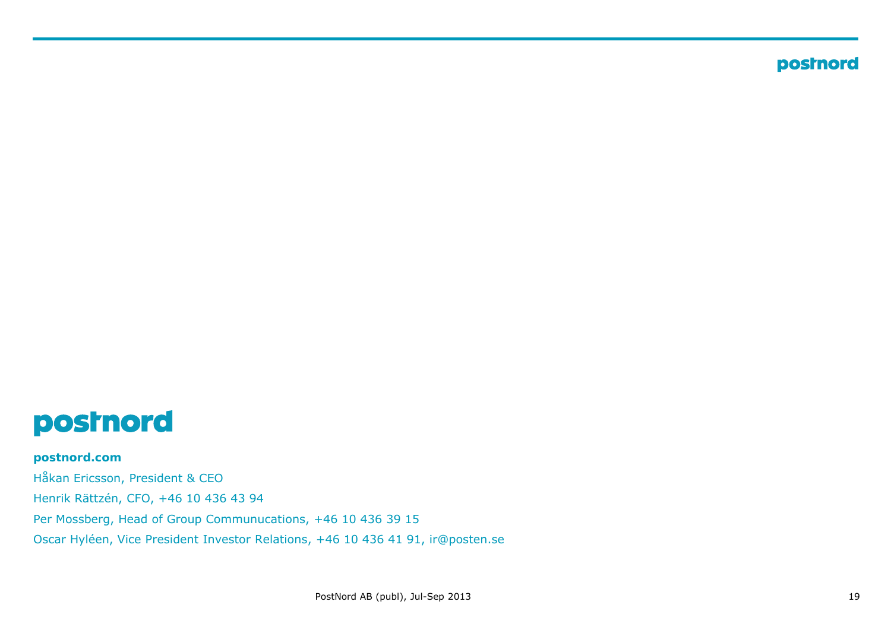postnord

**postnord.com**

Håkan Ericsson, President & CEO

Henrik Rättzén, CFO, +46 10 436 43 94

Per Mossberg, Head of Group Communucations, +46 10 436 39 15

Oscar Hyléen, Vice President Investor Relations, +46 10 436 41 91, ir@posten.se